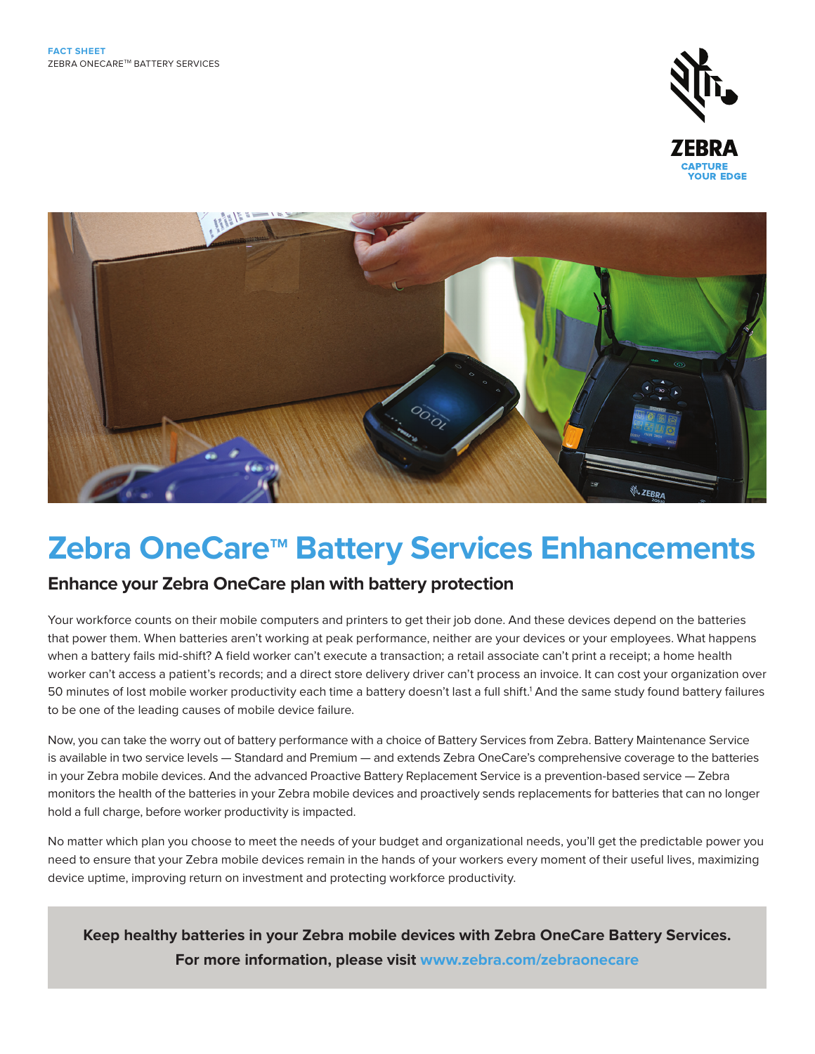FACT SHEET
ZEBRA ONECARE™ BATTERY SERVICES

# Zebra OneCare™ Battery Services Enhancements

## Enhance your Zebra OneCare plan with battery protection

Your workforce counts on their mobile computers and printers to get their job done. And these devices depend on the batteries that power them. When batteries aren't working at peak performance, neither are your devices or your employees. What happens when a battery fails mid-shift? A field worker can't execute a transaction; a retail associate can't print a receipt; a home health worker can't access a patient's records; and a direct store delivery driver can't process an invoice. It can cost your organization over 50 minutes of lost mobile worker productivity each time a battery doesn't last a full shift.[1] And the same study found battery failures to be one of the leading causes of mobile device failure.

Now, you can take the worry out of battery performance with a choice of Battery Services from Zebra. Battery Maintenance Service is available in two service levels — Standard and Premium — and extends Zebra OneCare's comprehensive coverage to the batteries in your Zebra mobile devices. And the advanced Proactive Battery Replacement Service is a prevention-based service — Zebra monitors the health of the batteries in your Zebra mobile devices and proactively sends replacements for batteries that can no longer hold a full charge, before worker productivity is impacted.

No matter which plan you choose to meet the needs of your budget and organizational needs, you'll get the predictable power you need to ensure that your Zebra mobile devices remain in the hands of your workers every moment of their useful lives, maximizing device uptime, improving return on investment and protecting workforce productivity.

**Keep healthy batteries in your Zebra mobile devices with Zebra OneCare Battery Services.**
**For more information, please visit www.zebra.com/zebraonecare**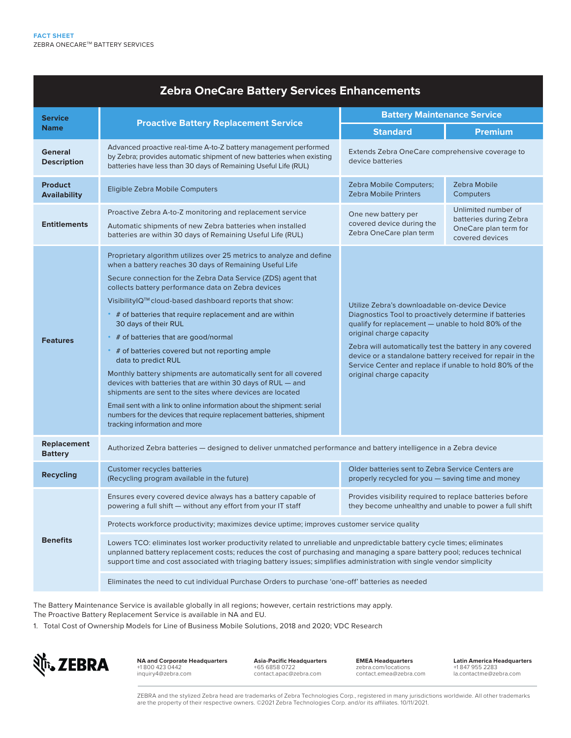## Zebra OneCare Battery Services Enhancements

| Service Name | Proactive Battery Replacement Service | Battery Maintenance Service | |
|---|---|---|---|
| | | **Standard** | **Premium** |
| **General Description** | Advanced proactive real-time A-to-Z battery management performed by Zebra; provides automatic shipment of new batteries when existing batteries have less than 30 days of Remaining Useful Life (RUL) | Extends Zebra OneCare comprehensive coverage to device batteries | |
| **Product Availability** | Eligible Zebra Mobile Computers | Zebra Mobile Computers; Zebra Mobile Printers | Zebra Mobile Computers |
| **Entitlements** | Proactive Zebra A-to-Z monitoring and replacement service<br><br>Automatic shipments of new Zebra batteries when installed batteries are within 30 days of Remaining Useful Life (RUL) | One new battery per covered device during the Zebra OneCare plan term | Unlimited number of batteries during Zebra OneCare plan term for covered devices |
| **Features** | Proprietary algorithm utilizes over 25 metrics to analyze and define when a battery reaches 30 days of Remaining Useful Life<br><br>Secure connection for the Zebra Data Service (ZDS) agent that collects battery performance data on Zebra devices<br><br>VisibilityIQ™ cloud-based dashboard reports that show:<br>• # of batteries that require replacement and are within 30 days of their RUL<br>• # of batteries that are good/normal<br>• # of batteries covered but not reporting ample data to predict RUL<br><br>Monthly battery shipments are automatically sent for all covered devices with batteries that are within 30 days of RUL — and shipments are sent to the sites where devices are located<br><br>Email sent with a link to online information about the shipment: serial numbers for the devices that require replacement batteries, shipment tracking information and more | Utilize Zebra's downloadable on-device Device Diagnostics Tool to proactively determine if batteries qualify for replacement — unable to hold 80% of the original charge capacity<br><br>Zebra will automatically test the battery in any covered device or a standalone battery received for repair in the Service Center and replace if unable to hold 80% of the original charge capacity | |
| **Replacement Battery** | Authorized Zebra batteries — designed to deliver unmatched performance and battery intelligence in a Zebra device | | |
| **Recycling** | Customer recycles batteries<br>(Recycling program available in the future) | Older batteries sent to Zebra Service Centers are properly recycled for you — saving time and money | |
| **Benefits** | Ensures every covered device always has a battery capable of powering a full shift — without any effort from your IT staff | Provides visibility required to replace batteries before they become unhealthy and unable to power a full shift | |
| | Protects workforce productivity; maximizes device uptime; improves customer service quality | | |
| | Lowers TCO: eliminates lost worker productivity related to unreliable and unpredictable battery cycle times; eliminates unplanned battery replacement costs; reduces the cost of purchasing and managing a spare battery pool; reduces technical support time and cost associated with triaging battery issues; simplifies administration with single vendor simplicity | | |
| | Eliminates the need to cut individual Purchase Orders to purchase 'one-off' batteries as needed | | |

The Battery Maintenance Service is available globally in all regions; however, certain restrictions may apply.
The Proactive Battery Replacement Service is available in NA and EU.

1. Total Cost of Ownership Models for Line of Business Mobile Solutions, 2018 and 2020; VDC Research

**NA and Corporate Headquarters**
+1 800 423 0442
inquiry4@zebra.com

**Asia-Pacific Headquarters**
+65 6858 0722
contact.apac@zebra.com

**EMEA Headquarters**
zebra.com/locations
contact.emea@zebra.com

**Latin America Headquarters**
+1 847 955 2283
la.contactme@zebra.com

ZEBRA and the stylized Zebra head are trademarks of Zebra Technologies Corp., registered in many jurisdictions worldwide. All other trademarks are the property of their respective owners. ©2021 Zebra Technologies Corp. and/or its affiliates. 10/11/2021.